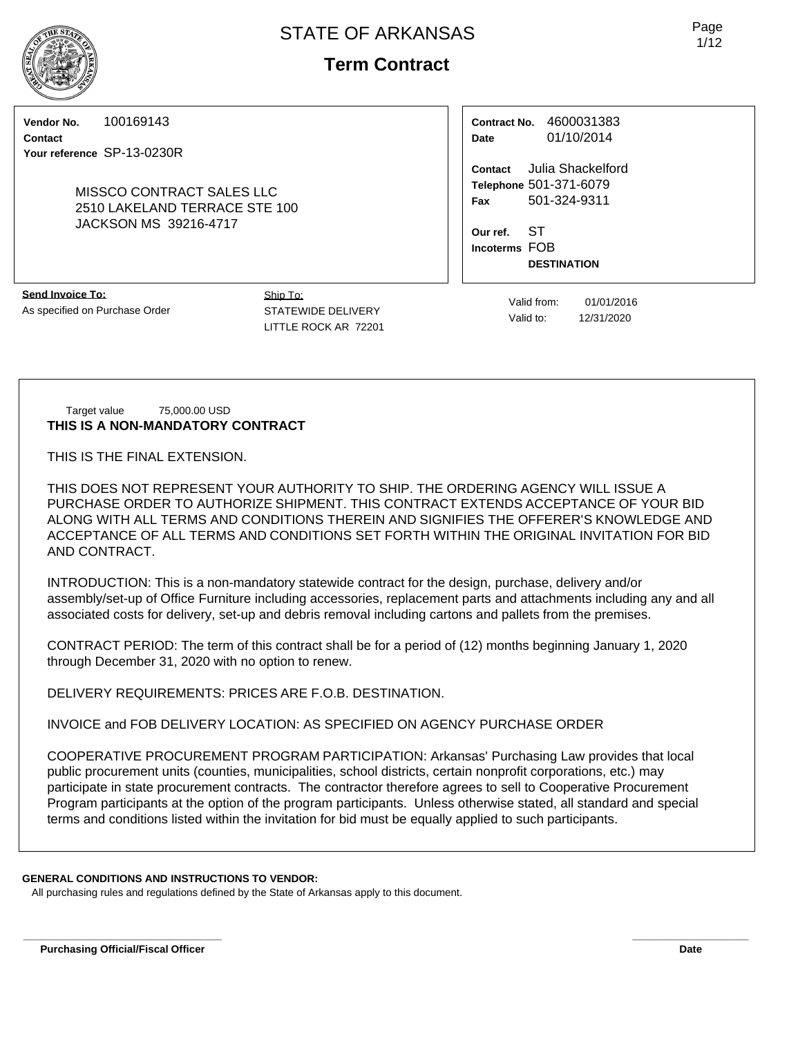# STATE OF ARKANSAS

## Term Contract

**Vendor No.** 100169143
**Contact**
**Your reference** SP-13-0230R

MISSCO CONTRACT SALES LLC
2510 LAKELAND TERRACE STE 100
JACKSON MS 39216-4717

**Contract No.** 4600031383
**Date** 01/10/2014

**Contact** Julia Shackelford
**Telephone** 501-371-6079
**Fax** 501-324-9311

**Our ref.** ST
**Incoterms** FOB
**DESTINATION**

**Send Invoice To:**
As specified on Purchase Order

Ship To:
STATEWIDE DELIVERY
LITTLE ROCK AR 72201

Valid from: 01/01/2016
Valid to: 12/31/2020

Target value 75,000.00 USD

**THIS IS A NON-MANDATORY CONTRACT**

THIS IS THE FINAL EXTENSION.

THIS DOES NOT REPRESENT YOUR AUTHORITY TO SHIP. THE ORDERING AGENCY WILL ISSUE A PURCHASE ORDER TO AUTHORIZE SHIPMENT. THIS CONTRACT EXTENDS ACCEPTANCE OF YOUR BID ALONG WITH ALL TERMS AND CONDITIONS THEREIN AND SIGNIFIES THE OFFERER'S KNOWLEDGE AND ACCEPTANCE OF ALL TERMS AND CONDITIONS SET FORTH WITHIN THE ORIGINAL INVITATION FOR BID AND CONTRACT.

INTRODUCTION: This is a non-mandatory statewide contract for the design, purchase, delivery and/or assembly/set-up of Office Furniture including accessories, replacement parts and attachments including any and all associated costs for delivery, set-up and debris removal including cartons and pallets from the premises.

CONTRACT PERIOD: The term of this contract shall be for a period of (12) months beginning January 1, 2020 through December 31, 2020 with no option to renew.

DELIVERY REQUIREMENTS: PRICES ARE F.O.B. DESTINATION.

INVOICE and FOB DELIVERY LOCATION: AS SPECIFIED ON AGENCY PURCHASE ORDER

COOPERATIVE PROCUREMENT PROGRAM PARTICIPATION: Arkansas' Purchasing Law provides that local public procurement units (counties, municipalities, school districts, certain nonprofit corporations, etc.) may participate in state procurement contracts. The contractor therefore agrees to sell to Cooperative Procurement Program participants at the option of the program participants. Unless otherwise stated, all standard and special terms and conditions listed within the invitation for bid must be equally applied to such participants.

**GENERAL CONDITIONS AND INSTRUCTIONS TO VENDOR:**

All purchasing rules and regulations defined by the State of Arkansas apply to this document.

**Purchasing Official/Fiscal Officer** **Date**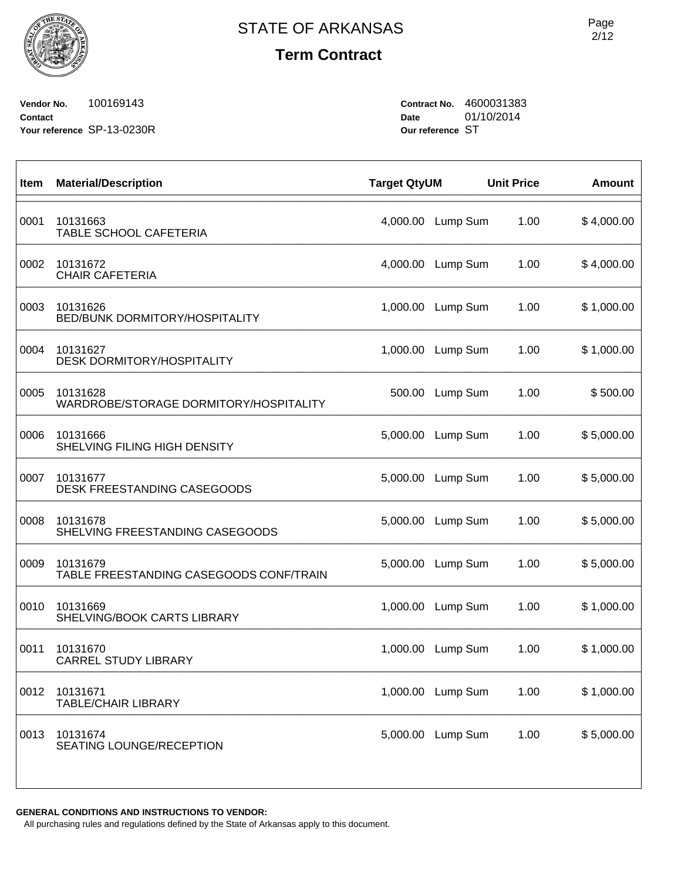# STATE OF ARKANSAS

## Term Contract

**Vendor No.** 100169143
**Contact**
**Your reference** SP-13-0230R

**Contract No.** 4600031383
**Date** 01/10/2014
**Our reference** ST

| Item | Material/Description | Target Qty | UM | Unit Price | Amount |
|---|---|---|---|---|---|
| 0001 | 10131663<br>TABLE SCHOOL CAFETERIA | 4,000.00 | Lump Sum | 1.00 | $ 4,000.00 |
| 0002 | 10131672<br>CHAIR CAFETERIA | 4,000.00 | Lump Sum | 1.00 | $ 4,000.00 |
| 0003 | 10131626<br>BED/BUNK DORMITORY/HOSPITALITY | 1,000.00 | Lump Sum | 1.00 | $ 1,000.00 |
| 0004 | 10131627<br>DESK DORMITORY/HOSPITALITY | 1,000.00 | Lump Sum | 1.00 | $ 1,000.00 |
| 0005 | 10131628<br>WARDROBE/STORAGE DORMITORY/HOSPITALITY | 500.00 | Lump Sum | 1.00 | $ 500.00 |
| 0006 | 10131666<br>SHELVING FILING HIGH DENSITY | 5,000.00 | Lump Sum | 1.00 | $ 5,000.00 |
| 0007 | 10131677<br>DESK FREESTANDING CASEGOODS | 5,000.00 | Lump Sum | 1.00 | $ 5,000.00 |
| 0008 | 10131678<br>SHELVING FREESTANDING CASEGOODS | 5,000.00 | Lump Sum | 1.00 | $ 5,000.00 |
| 0009 | 10131679<br>TABLE FREESTANDING CASEGOODS CONF/TRAIN | 5,000.00 | Lump Sum | 1.00 | $ 5,000.00 |
| 0010 | 10131669<br>SHELVING/BOOK CARTS LIBRARY | 1,000.00 | Lump Sum | 1.00 | $ 1,000.00 |
| 0011 | 10131670<br>CARREL STUDY LIBRARY | 1,000.00 | Lump Sum | 1.00 | $ 1,000.00 |
| 0012 | 10131671<br>TABLE/CHAIR LIBRARY | 1,000.00 | Lump Sum | 1.00 | $ 1,000.00 |
| 0013 | 10131674<br>SEATING LOUNGE/RECEPTION | 5,000.00 | Lump Sum | 1.00 | $ 5,000.00 |

**GENERAL CONDITIONS AND INSTRUCTIONS TO VENDOR:**

All purchasing rules and regulations defined by the State of Arkansas apply to this document.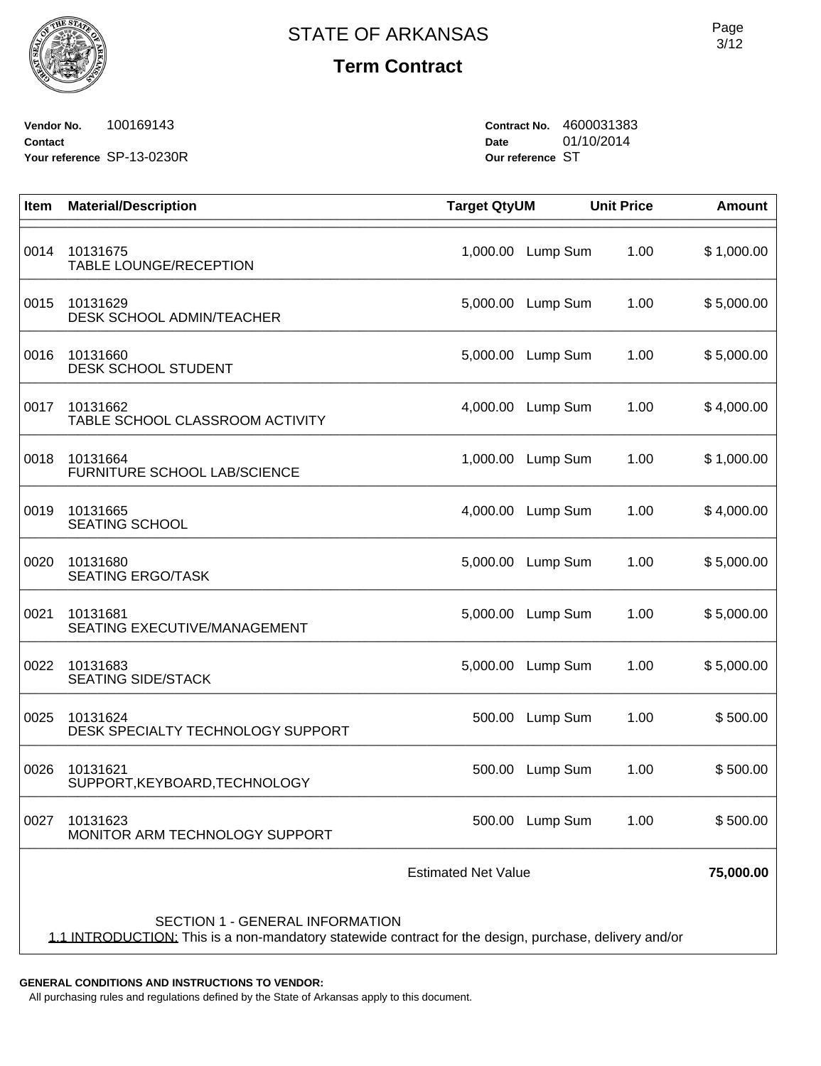# STATE OF ARKANSAS

## Term Contract

**Vendor No.** 100169143
**Contact**
**Your reference** SP-13-0230R

**Contract No.** 4600031383
**Date** 01/10/2014
**Our reference** ST

| Item | Material/Description | Target Qty | UM | Unit Price | Amount |
|---|---|---|---|---|---|
| 0014 | 10131675<br>TABLE LOUNGE/RECEPTION | 1,000.00 | Lump Sum | 1.00 | $ 1,000.00 |
| 0015 | 10131629<br>DESK SCHOOL ADMIN/TEACHER | 5,000.00 | Lump Sum | 1.00 | $ 5,000.00 |
| 0016 | 10131660<br>DESK SCHOOL STUDENT | 5,000.00 | Lump Sum | 1.00 | $ 5,000.00 |
| 0017 | 10131662<br>TABLE SCHOOL CLASSROOM ACTIVITY | 4,000.00 | Lump Sum | 1.00 | $ 4,000.00 |
| 0018 | 10131664<br>FURNITURE SCHOOL LAB/SCIENCE | 1,000.00 | Lump Sum | 1.00 | $ 1,000.00 |
| 0019 | 10131665<br>SEATING SCHOOL | 4,000.00 | Lump Sum | 1.00 | $ 4,000.00 |
| 0020 | 10131680<br>SEATING ERGO/TASK | 5,000.00 | Lump Sum | 1.00 | $ 5,000.00 |
| 0021 | 10131681<br>SEATING EXECUTIVE/MANAGEMENT | 5,000.00 | Lump Sum | 1.00 | $ 5,000.00 |
| 0022 | 10131683<br>SEATING SIDE/STACK | 5,000.00 | Lump Sum | 1.00 | $ 5,000.00 |
| 0025 | 10131624<br>DESK SPECIALTY TECHNOLOGY SUPPORT | 500.00 | Lump Sum | 1.00 | $ 500.00 |
| 0026 | 10131621<br>SUPPORT,KEYBOARD,TECHNOLOGY | 500.00 | Lump Sum | 1.00 | $ 500.00 |
| 0027 | 10131623<br>MONITOR ARM TECHNOLOGY SUPPORT | 500.00 | Lump Sum | 1.00 | $ 500.00 |
| | Estimated Net Value | | | | **75,000.00** |

SECTION 1 - GENERAL INFORMATION

1.1 INTRODUCTION: This is a non-mandatory statewide contract for the design, purchase, delivery and/or

**GENERAL CONDITIONS AND INSTRUCTIONS TO VENDOR:**
All purchasing rules and regulations defined by the State of Arkansas apply to this document.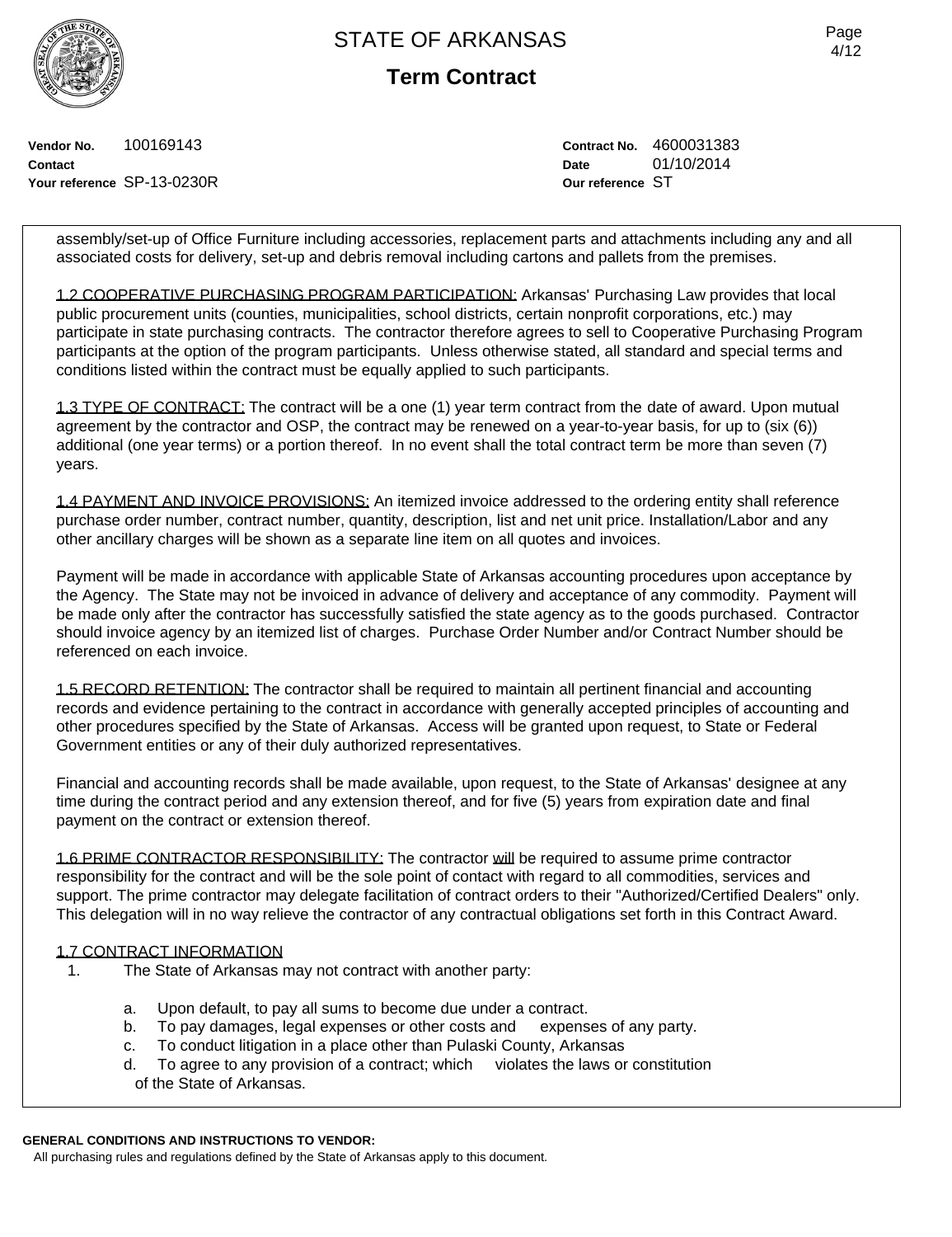STATE OF ARKANSAS

**Term Contract**

**Vendor No.** 100169143
**Contact**
**Your reference** SP-13-0230R

**Contract No.** 4600031383
**Date** 01/10/2014
**Our reference** ST

assembly/set-up of Office Furniture including accessories, replacement parts and attachments including any and all associated costs for delivery, set-up and debris removal including cartons and pallets from the premises.

1.2 COOPERATIVE PURCHASING PROGRAM PARTICIPATION: Arkansas' Purchasing Law provides that local public procurement units (counties, municipalities, school districts, certain nonprofit corporations, etc.) may participate in state purchasing contracts. The contractor therefore agrees to sell to Cooperative Purchasing Program participants at the option of the program participants. Unless otherwise stated, all standard and special terms and conditions listed within the contract must be equally applied to such participants.

1.3 TYPE OF CONTRACT: The contract will be a one (1) year term contract from the date of award. Upon mutual agreement by the contractor and OSP, the contract may be renewed on a year-to-year basis, for up to (six (6)) additional (one year terms) or a portion thereof. In no event shall the total contract term be more than seven (7) years.

1.4 PAYMENT AND INVOICE PROVISIONS: An itemized invoice addressed to the ordering entity shall reference purchase order number, contract number, quantity, description, list and net unit price. Installation/Labor and any other ancillary charges will be shown as a separate line item on all quotes and invoices.

Payment will be made in accordance with applicable State of Arkansas accounting procedures upon acceptance by the Agency. The State may not be invoiced in advance of delivery and acceptance of any commodity. Payment will be made only after the contractor has successfully satisfied the state agency as to the goods purchased. Contractor should invoice agency by an itemized list of charges. Purchase Order Number and/or Contract Number should be referenced on each invoice.

1.5 RECORD RETENTION: The contractor shall be required to maintain all pertinent financial and accounting records and evidence pertaining to the contract in accordance with generally accepted principles of accounting and other procedures specified by the State of Arkansas. Access will be granted upon request, to State or Federal Government entities or any of their duly authorized representatives.

Financial and accounting records shall be made available, upon request, to the State of Arkansas' designee at any time during the contract period and any extension thereof, and for five (5) years from expiration date and final payment on the contract or extension thereof.

1.6 PRIME CONTRACTOR RESPONSIBILITY: The contractor will be required to assume prime contractor responsibility for the contract and will be the sole point of contact with regard to all commodities, services and support. The prime contractor may delegate facilitation of contract orders to their "Authorized/Certified Dealers" only. This delegation will in no way relieve the contractor of any contractual obligations set forth in this Contract Award.

1.7 CONTRACT INFORMATION

1. The State of Arkansas may not contract with another party:

   a. Upon default, to pay all sums to become due under a contract.
   b. To pay damages, legal expenses or other costs and expenses of any party.
   c. To conduct litigation in a place other than Pulaski County, Arkansas
   d. To agree to any provision of a contract; which violates the laws or constitution of the State of Arkansas.

**GENERAL CONDITIONS AND INSTRUCTIONS TO VENDOR:**
All purchasing rules and regulations defined by the State of Arkansas apply to this document.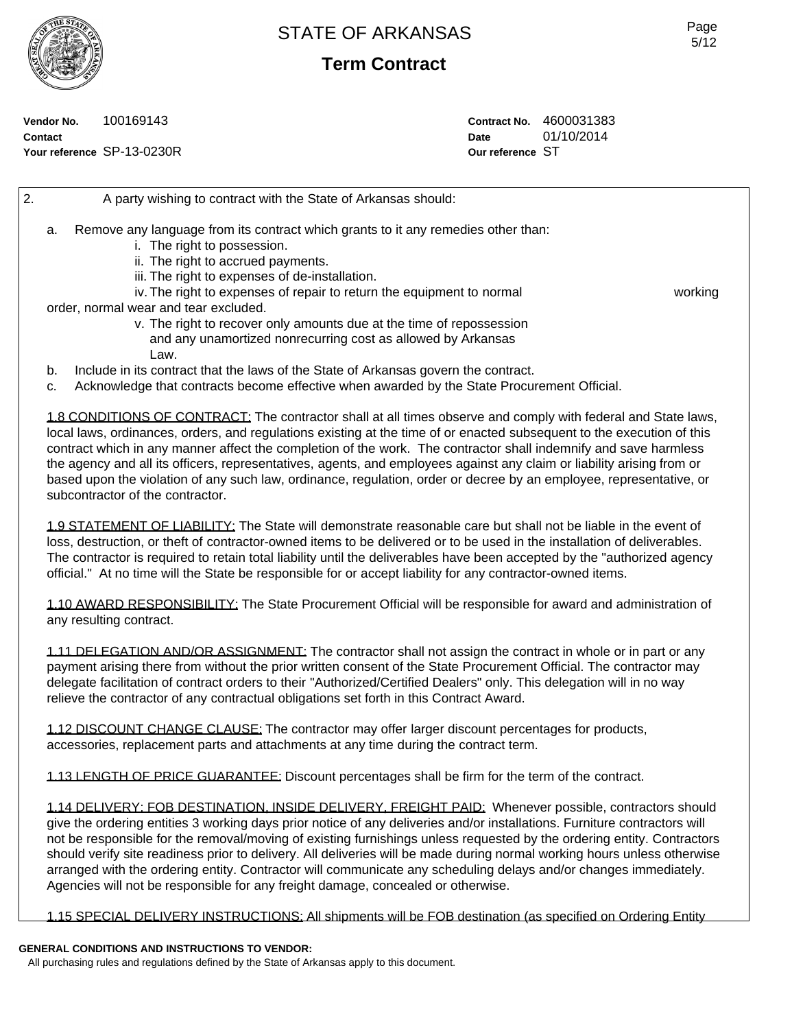**Vendor No.** 100169143
**Contact**
**Your reference** SP-13-0230R

**Contract No.** 4600031383
**Date** 01/10/2014
**Our reference** ST

2. A party wishing to contract with the State of Arkansas should:

a. Remove any language from its contract which grants to it any remedies other than:
   i. The right to possession.
   ii. The right to accrued payments.
   iii. The right to expenses of de-installation.
   iv. The right to expenses of repair to return the equipment to normal working order, normal wear and tear excluded.
   v. The right to recover only amounts due at the time of repossession and any unamortized nonrecurring cost as allowed by Arkansas Law.

b. Include in its contract that the laws of the State of Arkansas govern the contract.

c. Acknowledge that contracts become effective when awarded by the State Procurement Official.

1.8 CONDITIONS OF CONTRACT: The contractor shall at all times observe and comply with federal and State laws, local laws, ordinances, orders, and regulations existing at the time of or enacted subsequent to the execution of this contract which in any manner affect the completion of the work. The contractor shall indemnify and save harmless the agency and all its officers, representatives, agents, and employees against any claim or liability arising from or based upon the violation of any such law, ordinance, regulation, order or decree by an employee, representative, or subcontractor of the contractor.

1.9 STATEMENT OF LIABILITY: The State will demonstrate reasonable care but shall not be liable in the event of loss, destruction, or theft of contractor-owned items to be delivered or to be used in the installation of deliverables. The contractor is required to retain total liability until the deliverables have been accepted by the "authorized agency official." At no time will the State be responsible for or accept liability for any contractor-owned items.

1.10 AWARD RESPONSIBILITY: The State Procurement Official will be responsible for award and administration of any resulting contract.

1.11 DELEGATION AND/OR ASSIGNMENT: The contractor shall not assign the contract in whole or in part or any payment arising there from without the prior written consent of the State Procurement Official. The contractor may delegate facilitation of contract orders to their "Authorized/Certified Dealers" only. This delegation will in no way relieve the contractor of any contractual obligations set forth in this Contract Award.

1.12 DISCOUNT CHANGE CLAUSE: The contractor may offer larger discount percentages for products, accessories, replacement parts and attachments at any time during the contract term.

1.13 LENGTH OF PRICE GUARANTEE: Discount percentages shall be firm for the term of the contract.

1.14 DELIVERY: FOB DESTINATION, INSIDE DELIVERY, FREIGHT PAID: Whenever possible, contractors should give the ordering entities 3 working days prior notice of any deliveries and/or installations. Furniture contractors will not be responsible for the removal/moving of existing furnishings unless requested by the ordering entity. Contractors should verify site readiness prior to delivery. All deliveries will be made during normal working hours unless otherwise arranged with the ordering entity. Contractor will communicate any scheduling delays and/or changes immediately. Agencies will not be responsible for any freight damage, concealed or otherwise.

1.15 SPECIAL DELIVERY INSTRUCTIONS: All shipments will be FOB destination (as specified on Ordering Entity

**GENERAL CONDITIONS AND INSTRUCTIONS TO VENDOR:**
All purchasing rules and regulations defined by the State of Arkansas apply to this document.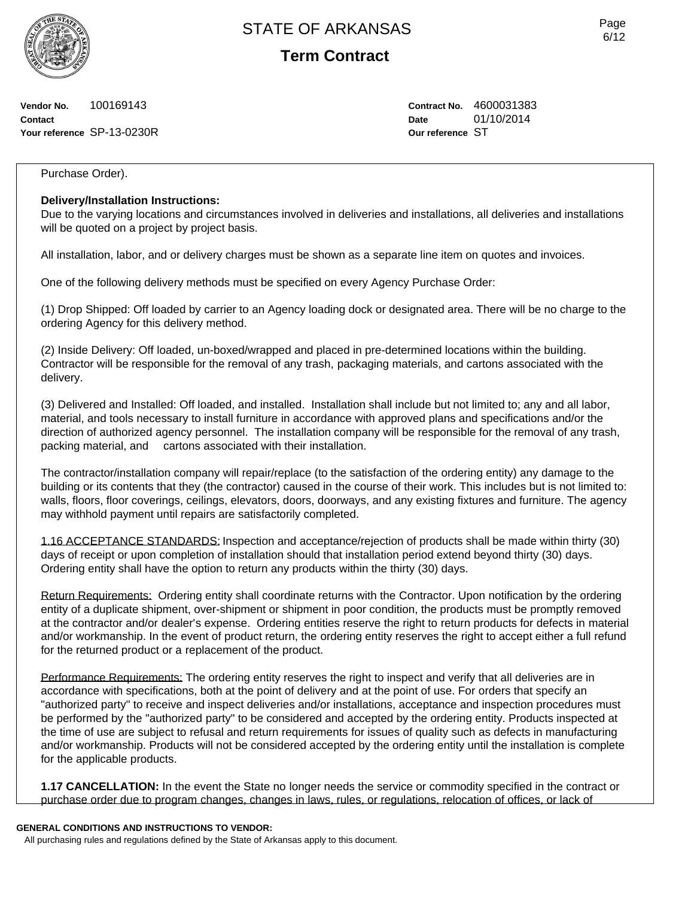Purchase Order).

**Delivery/Installation Instructions:**
Due to the varying locations and circumstances involved in deliveries and installations, all deliveries and installations will be quoted on a project by project basis.

All installation, labor, and or delivery charges must be shown as a separate line item on quotes and invoices.

One of the following delivery methods must be specified on every Agency Purchase Order:

(1) Drop Shipped: Off loaded by carrier to an Agency loading dock or designated area. There will be no charge to the ordering Agency for this delivery method.

(2) Inside Delivery: Off loaded, un-boxed/wrapped and placed in pre-determined locations within the building. Contractor will be responsible for the removal of any trash, packaging materials, and cartons associated with the delivery.

(3) Delivered and Installed: Off loaded, and installed. Installation shall include but not limited to; any and all labor, material, and tools necessary to install furniture in accordance with approved plans and specifications and/or the direction of authorized agency personnel. The installation company will be responsible for the removal of any trash, packing material, and cartons associated with their installation.

The contractor/installation company will repair/replace (to the satisfaction of the ordering entity) any damage to the building or its contents that they (the contractor) caused in the course of their work. This includes but is not limited to: walls, floors, floor coverings, ceilings, elevators, doors, doorways, and any existing fixtures and furniture. The agency may withhold payment until repairs are satisfactorily completed.

1.16 ACCEPTANCE STANDARDS: Inspection and acceptance/rejection of products shall be made within thirty (30) days of receipt or upon completion of installation should that installation period extend beyond thirty (30) days. Ordering entity shall have the option to return any products within the thirty (30) days.

Return Requirements: Ordering entity shall coordinate returns with the Contractor. Upon notification by the ordering entity of a duplicate shipment, over-shipment or shipment in poor condition, the products must be promptly removed at the contractor and/or dealer's expense. Ordering entities reserve the right to return products for defects in material and/or workmanship. In the event of product return, the ordering entity reserves the right to accept either a full refund for the returned product or a replacement of the product.

Performance Requirements: The ordering entity reserves the right to inspect and verify that all deliveries are in accordance with specifications, both at the point of delivery and at the point of use. For orders that specify an "authorized party" to receive and inspect deliveries and/or installations, acceptance and inspection procedures must be performed by the "authorized party" to be considered and accepted by the ordering entity. Products inspected at the time of use are subject to refusal and return requirements for issues of quality such as defects in manufacturing and/or workmanship. Products will not be considered accepted by the ordering entity until the installation is complete for the applicable products.

**1.17 CANCELLATION:** In the event the State no longer needs the service or commodity specified in the contract or purchase order due to program changes, changes in laws, rules, or regulations, relocation of offices, or lack of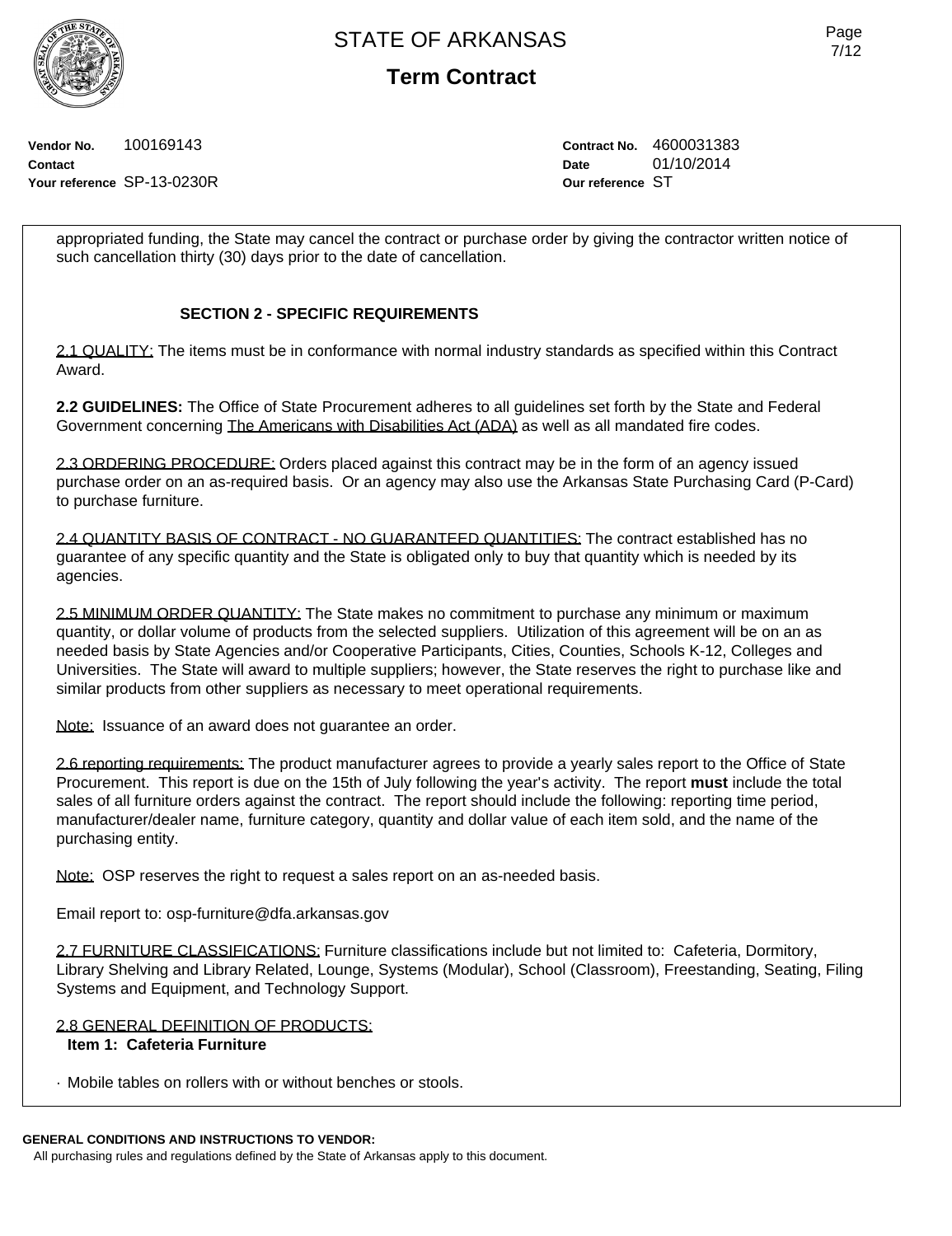**Vendor No.** 100169143
**Contact**
**Your reference** SP-13-0230R

**Contract No.** 4600031383
**Date** 01/10/2014
**Our reference** ST

appropriated funding, the State may cancel the contract or purchase order by giving the contractor written notice of such cancellation thirty (30) days prior to the date of cancellation.

## SECTION 2 - SPECIFIC REQUIREMENTS

2.1 QUALITY: The items must be in conformance with normal industry standards as specified within this Contract Award.

**2.2 GUIDELINES:** The Office of State Procurement adheres to all guidelines set forth by the State and Federal Government concerning The Americans with Disabilities Act (ADA) as well as all mandated fire codes.

2.3 ORDERING PROCEDURE: Orders placed against this contract may be in the form of an agency issued purchase order on an as-required basis. Or an agency may also use the Arkansas State Purchasing Card (P-Card) to purchase furniture.

2.4 QUANTITY BASIS OF CONTRACT - NO GUARANTEED QUANTITIES: The contract established has no guarantee of any specific quantity and the State is obligated only to buy that quantity which is needed by its agencies.

2.5 MINIMUM ORDER QUANTITY: The State makes no commitment to purchase any minimum or maximum quantity, or dollar volume of products from the selected suppliers. Utilization of this agreement will be on an as needed basis by State Agencies and/or Cooperative Participants, Cities, Counties, Schools K-12, Colleges and Universities. The State will award to multiple suppliers; however, the State reserves the right to purchase like and similar products from other suppliers as necessary to meet operational requirements.

Note: Issuance of an award does not guarantee an order.

2.6 reporting requirements: The product manufacturer agrees to provide a yearly sales report to the Office of State Procurement. This report is due on the 15th of July following the year's activity. The report **must** include the total sales of all furniture orders against the contract. The report should include the following: reporting time period, manufacturer/dealer name, furniture category, quantity and dollar value of each item sold, and the name of the purchasing entity.

Note: OSP reserves the right to request a sales report on an as-needed basis.

Email report to: osp-furniture@dfa.arkansas.gov

2.7 FURNITURE CLASSIFICATIONS: Furniture classifications include but not limited to: Cafeteria, Dormitory, Library Shelving and Library Related, Lounge, Systems (Modular), School (Classroom), Freestanding, Seating, Filing Systems and Equipment, and Technology Support.

2.8 GENERAL DEFINITION OF PRODUCTS:

**Item 1: Cafeteria Furniture**

· Mobile tables on rollers with or without benches or stools.

**GENERAL CONDITIONS AND INSTRUCTIONS TO VENDOR:**
All purchasing rules and regulations defined by the State of Arkansas apply to this document.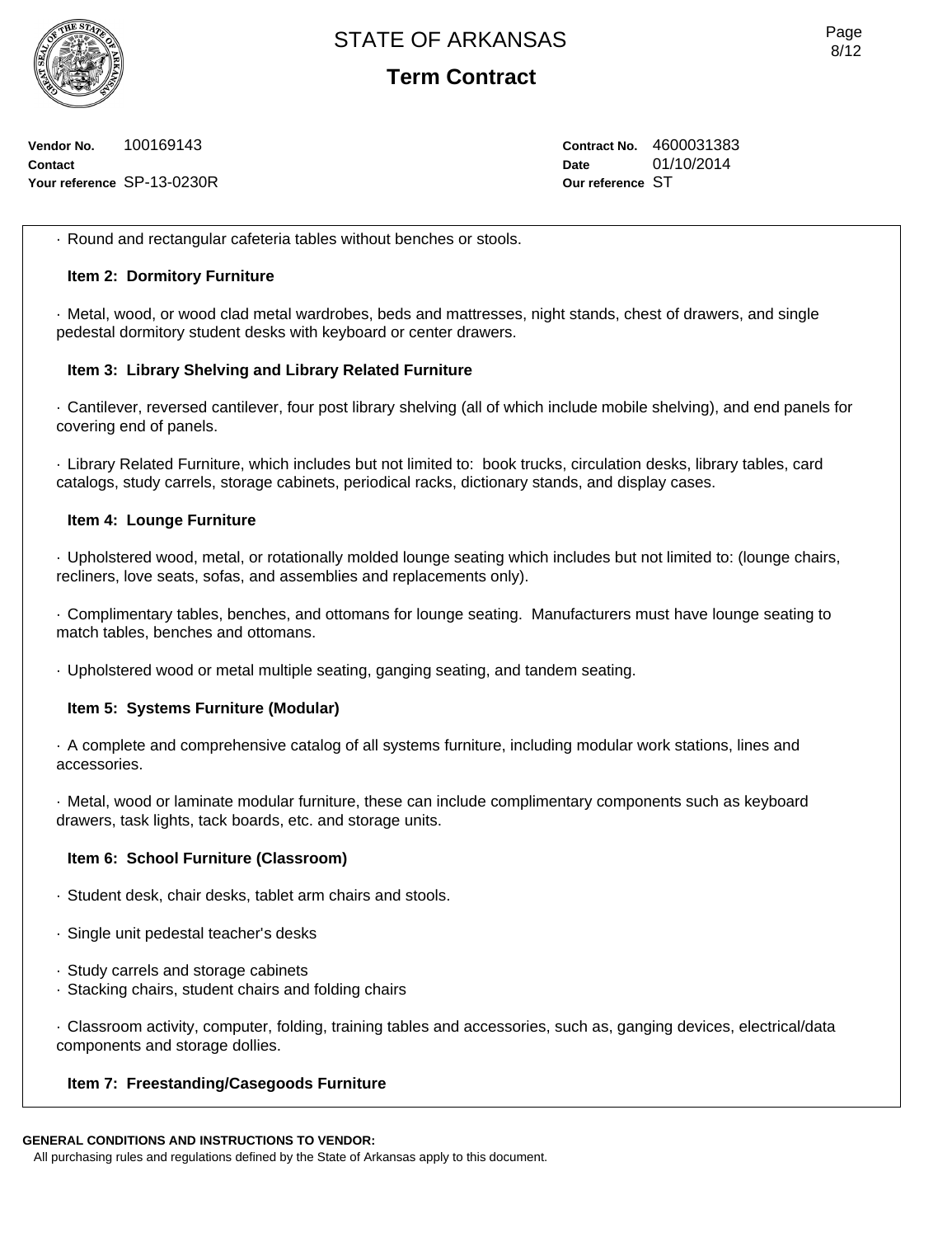Vendor No. 100169143
Contact
Your reference SP-13-0230R

Contract No. 4600031383
Date 01/10/2014
Our reference ST

· Round and rectangular cafeteria tables without benches or stools.

**Item 2: Dormitory Furniture**

· Metal, wood, or wood clad metal wardrobes, beds and mattresses, night stands, chest of drawers, and single pedestal dormitory student desks with keyboard or center drawers.

**Item 3: Library Shelving and Library Related Furniture**

· Cantilever, reversed cantilever, four post library shelving (all of which include mobile shelving), and end panels for covering end of panels.

· Library Related Furniture, which includes but not limited to: book trucks, circulation desks, library tables, card catalogs, study carrels, storage cabinets, periodical racks, dictionary stands, and display cases.

**Item 4: Lounge Furniture**

· Upholstered wood, metal, or rotationally molded lounge seating which includes but not limited to: (lounge chairs, recliners, love seats, sofas, and assemblies and replacements only).

· Complimentary tables, benches, and ottomans for lounge seating. Manufacturers must have lounge seating to match tables, benches and ottomans.

· Upholstered wood or metal multiple seating, ganging seating, and tandem seating.

**Item 5: Systems Furniture (Modular)**

· A complete and comprehensive catalog of all systems furniture, including modular work stations, lines and accessories.

· Metal, wood or laminate modular furniture, these can include complimentary components such as keyboard drawers, task lights, tack boards, etc. and storage units.

**Item 6: School Furniture (Classroom)**

· Student desk, chair desks, tablet arm chairs and stools.

· Single unit pedestal teacher's desks

· Study carrels and storage cabinets
· Stacking chairs, student chairs and folding chairs

· Classroom activity, computer, folding, training tables and accessories, such as, ganging devices, electrical/data components and storage dollies.

**Item 7: Freestanding/Casegoods Furniture**

**GENERAL CONDITIONS AND INSTRUCTIONS TO VENDOR:**
All purchasing rules and regulations defined by the State of Arkansas apply to this document.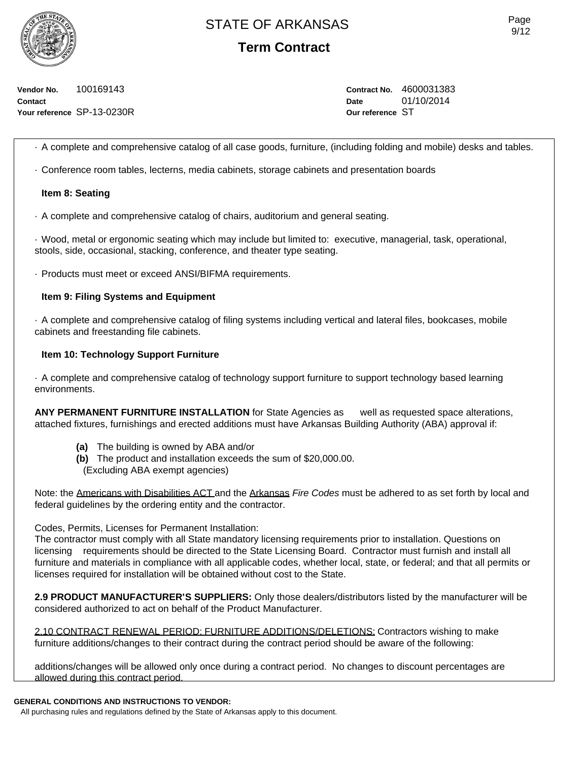· A complete and comprehensive catalog of all case goods, furniture, (including folding and mobile) desks and tables.

· Conference room tables, lecterns, media cabinets, storage cabinets and presentation boards

**Item 8: Seating**

· A complete and comprehensive catalog of chairs, auditorium and general seating.

· Wood, metal or ergonomic seating which may include but limited to: executive, managerial, task, operational, stools, side, occasional, stacking, conference, and theater type seating.

· Products must meet or exceed ANSI/BIFMA requirements.

**Item 9: Filing Systems and Equipment**

· A complete and comprehensive catalog of filing systems including vertical and lateral files, bookcases, mobile cabinets and freestanding file cabinets.

**Item 10: Technology Support Furniture**

· A complete and comprehensive catalog of technology support furniture to support technology based learning environments.

**ANY PERMANENT FURNITURE INSTALLATION** for State Agencies as well as requested space alterations, attached fixtures, furnishings and erected additions must have Arkansas Building Authority (ABA) approval if:

**(a)** The building is owned by ABA and/or
**(b)** The product and installation exceeds the sum of $20,000.00.
(Excluding ABA exempt agencies)

Note: the Americans with Disabilities ACT and the Arkansas *Fire Codes* must be adhered to as set forth by local and federal guidelines by the ordering entity and the contractor.

Codes, Permits, Licenses for Permanent Installation:
The contractor must comply with all State mandatory licensing requirements prior to installation. Questions on licensing requirements should be directed to the State Licensing Board. Contractor must furnish and install all furniture and materials in compliance with all applicable codes, whether local, state, or federal; and that all permits or licenses required for installation will be obtained without cost to the State.

**2.9 PRODUCT MANUFACTURER'S SUPPLIERS:** Only those dealers/distributors listed by the manufacturer will be considered authorized to act on behalf of the Product Manufacturer.

2.10 CONTRACT RENEWAL PERIOD: FURNITURE ADDITIONS/DELETIONS: Contractors wishing to make furniture additions/changes to their contract during the contract period should be aware of the following:

additions/changes will be allowed only once during a contract period. No changes to discount percentages are allowed during this contract period.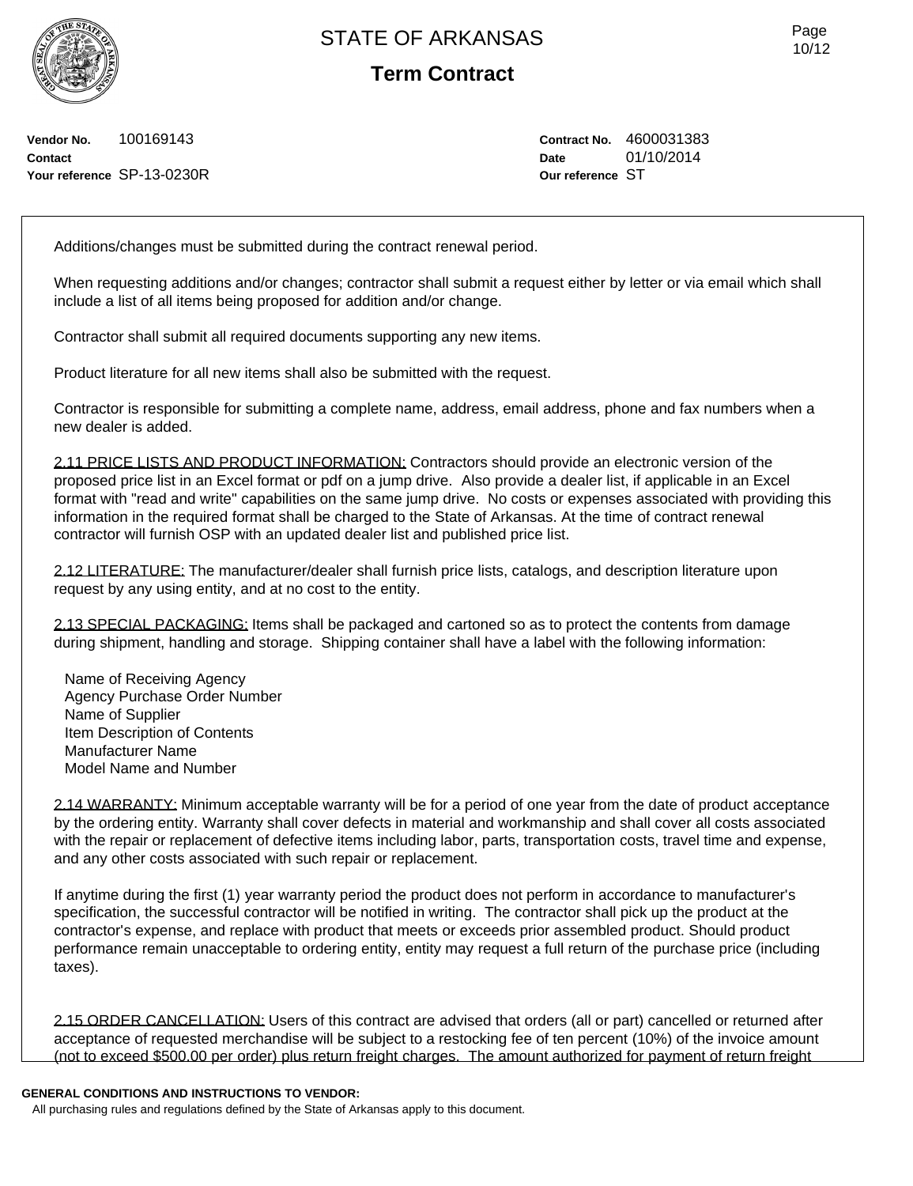**Vendor No.** 100169143
**Contact**
**Your reference** SP-13-0230R

**Contract No.** 4600031383
**Date** 01/10/2014
**Our reference** ST

Additions/changes must be submitted during the contract renewal period.

When requesting additions and/or changes; contractor shall submit a request either by letter or via email which shall include a list of all items being proposed for addition and/or change.

Contractor shall submit all required documents supporting any new items.

Product literature for all new items shall also be submitted with the request.

Contractor is responsible for submitting a complete name, address, email address, phone and fax numbers when a new dealer is added.

2.11 PRICE LISTS AND PRODUCT INFORMATION: Contractors should provide an electronic version of the proposed price list in an Excel format or pdf on a jump drive. Also provide a dealer list, if applicable in an Excel format with "read and write" capabilities on the same jump drive. No costs or expenses associated with providing this information in the required format shall be charged to the State of Arkansas. At the time of contract renewal contractor will furnish OSP with an updated dealer list and published price list.

2.12 LITERATURE: The manufacturer/dealer shall furnish price lists, catalogs, and description literature upon request by any using entity, and at no cost to the entity.

2.13 SPECIAL PACKAGING: Items shall be packaged and cartoned so as to protect the contents from damage during shipment, handling and storage. Shipping container shall have a label with the following information:

Name of Receiving Agency
Agency Purchase Order Number
Name of Supplier
Item Description of Contents
Manufacturer Name
Model Name and Number

2.14 WARRANTY: Minimum acceptable warranty will be for a period of one year from the date of product acceptance by the ordering entity. Warranty shall cover defects in material and workmanship and shall cover all costs associated with the repair or replacement of defective items including labor, parts, transportation costs, travel time and expense, and any other costs associated with such repair or replacement.

If anytime during the first (1) year warranty period the product does not perform in accordance to manufacturer's specification, the successful contractor will be notified in writing. The contractor shall pick up the product at the contractor's expense, and replace with product that meets or exceeds prior assembled product. Should product performance remain unacceptable to ordering entity, entity may request a full return of the purchase price (including taxes).

2.15 ORDER CANCELLATION: Users of this contract are advised that orders (all or part) cancelled or returned after acceptance of requested merchandise will be subject to a restocking fee of ten percent (10%) of the invoice amount (not to exceed $500.00 per order) plus return freight charges. The amount authorized for payment of return freight

**GENERAL CONDITIONS AND INSTRUCTIONS TO VENDOR:**
All purchasing rules and regulations defined by the State of Arkansas apply to this document.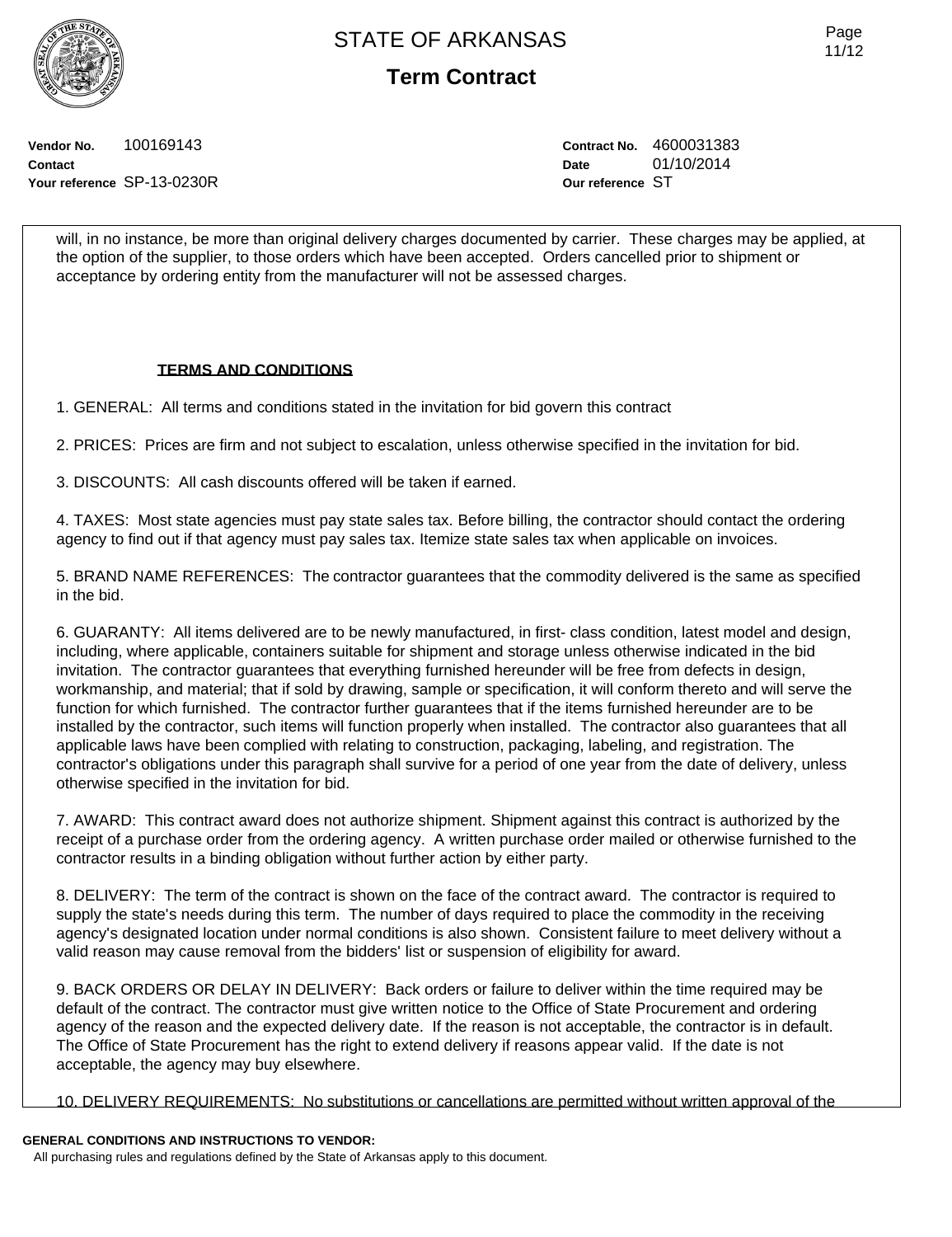will, in no instance, be more than original delivery charges documented by carrier. These charges may be applied, at the option of the supplier, to those orders which have been accepted. Orders cancelled prior to shipment or acceptance by ordering entity from the manufacturer will not be assessed charges.

**TERMS AND CONDITIONS**

1. GENERAL: All terms and conditions stated in the invitation for bid govern this contract

2. PRICES: Prices are firm and not subject to escalation, unless otherwise specified in the invitation for bid.

3. DISCOUNTS: All cash discounts offered will be taken if earned.

4. TAXES: Most state agencies must pay state sales tax. Before billing, the contractor should contact the ordering agency to find out if that agency must pay sales tax. Itemize state sales tax when applicable on invoices.

5. BRAND NAME REFERENCES: The contractor guarantees that the commodity delivered is the same as specified in the bid.

6. GUARANTY: All items delivered are to be newly manufactured, in first- class condition, latest model and design, including, where applicable, containers suitable for shipment and storage unless otherwise indicated in the bid invitation. The contractor guarantees that everything furnished hereunder will be free from defects in design, workmanship, and material; that if sold by drawing, sample or specification, it will conform thereto and will serve the function for which furnished. The contractor further guarantees that if the items furnished hereunder are to be installed by the contractor, such items will function properly when installed. The contractor also guarantees that all applicable laws have been complied with relating to construction, packaging, labeling, and registration. The contractor's obligations under this paragraph shall survive for a period of one year from the date of delivery, unless otherwise specified in the invitation for bid.

7. AWARD: This contract award does not authorize shipment. Shipment against this contract is authorized by the receipt of a purchase order from the ordering agency. A written purchase order mailed or otherwise furnished to the contractor results in a binding obligation without further action by either party.

8. DELIVERY: The term of the contract is shown on the face of the contract award. The contractor is required to supply the state's needs during this term. The number of days required to place the commodity in the receiving agency's designated location under normal conditions is also shown. Consistent failure to meet delivery without a valid reason may cause removal from the bidders' list or suspension of eligibility for award.

9. BACK ORDERS OR DELAY IN DELIVERY: Back orders or failure to deliver within the time required may be default of the contract. The contractor must give written notice to the Office of State Procurement and ordering agency of the reason and the expected delivery date. If the reason is not acceptable, the contractor is in default. The Office of State Procurement has the right to extend delivery if reasons appear valid. If the date is not acceptable, the agency may buy elsewhere.

10. DELIVERY REQUIREMENTS: No substitutions or cancellations are permitted without written approval of the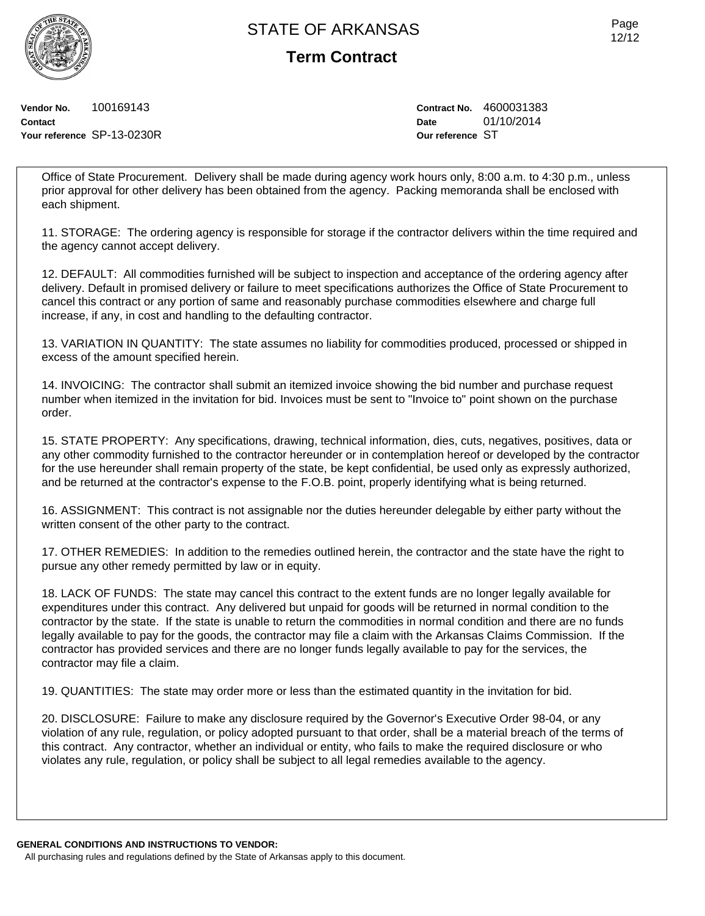**Vendor No.** 100169143
**Contact**
**Your reference** SP-13-0230R

**Contract No.** 4600031383
**Date** 01/10/2014
**Our reference** ST

Office of State Procurement. Delivery shall be made during agency work hours only, 8:00 a.m. to 4:30 p.m., unless prior approval for other delivery has been obtained from the agency. Packing memoranda shall be enclosed with each shipment.

11. STORAGE: The ordering agency is responsible for storage if the contractor delivers within the time required and the agency cannot accept delivery.

12. DEFAULT: All commodities furnished will be subject to inspection and acceptance of the ordering agency after delivery. Default in promised delivery or failure to meet specifications authorizes the Office of State Procurement to cancel this contract or any portion of same and reasonably purchase commodities elsewhere and charge full increase, if any, in cost and handling to the defaulting contractor.

13. VARIATION IN QUANTITY: The state assumes no liability for commodities produced, processed or shipped in excess of the amount specified herein.

14. INVOICING: The contractor shall submit an itemized invoice showing the bid number and purchase request number when itemized in the invitation for bid. Invoices must be sent to "Invoice to" point shown on the purchase order.

15. STATE PROPERTY: Any specifications, drawing, technical information, dies, cuts, negatives, positives, data or any other commodity furnished to the contractor hereunder or in contemplation hereof or developed by the contractor for the use hereunder shall remain property of the state, be kept confidential, be used only as expressly authorized, and be returned at the contractor's expense to the F.O.B. point, properly identifying what is being returned.

16. ASSIGNMENT: This contract is not assignable nor the duties hereunder delegable by either party without the written consent of the other party to the contract.

17. OTHER REMEDIES: In addition to the remedies outlined herein, the contractor and the state have the right to pursue any other remedy permitted by law or in equity.

18. LACK OF FUNDS: The state may cancel this contract to the extent funds are no longer legally available for expenditures under this contract. Any delivered but unpaid for goods will be returned in normal condition to the contractor by the state. If the state is unable to return the commodities in normal condition and there are no funds legally available to pay for the goods, the contractor may file a claim with the Arkansas Claims Commission. If the contractor has provided services and there are no longer funds legally available to pay for the services, the contractor may file a claim.

19. QUANTITIES: The state may order more or less than the estimated quantity in the invitation for bid.

20. DISCLOSURE: Failure to make any disclosure required by the Governor's Executive Order 98-04, or any violation of any rule, regulation, or policy adopted pursuant to that order, shall be a material breach of the terms of this contract. Any contractor, whether an individual or entity, who fails to make the required disclosure or who violates any rule, regulation, or policy shall be subject to all legal remedies available to the agency.

**GENERAL CONDITIONS AND INSTRUCTIONS TO VENDOR:**
All purchasing rules and regulations defined by the State of Arkansas apply to this document.